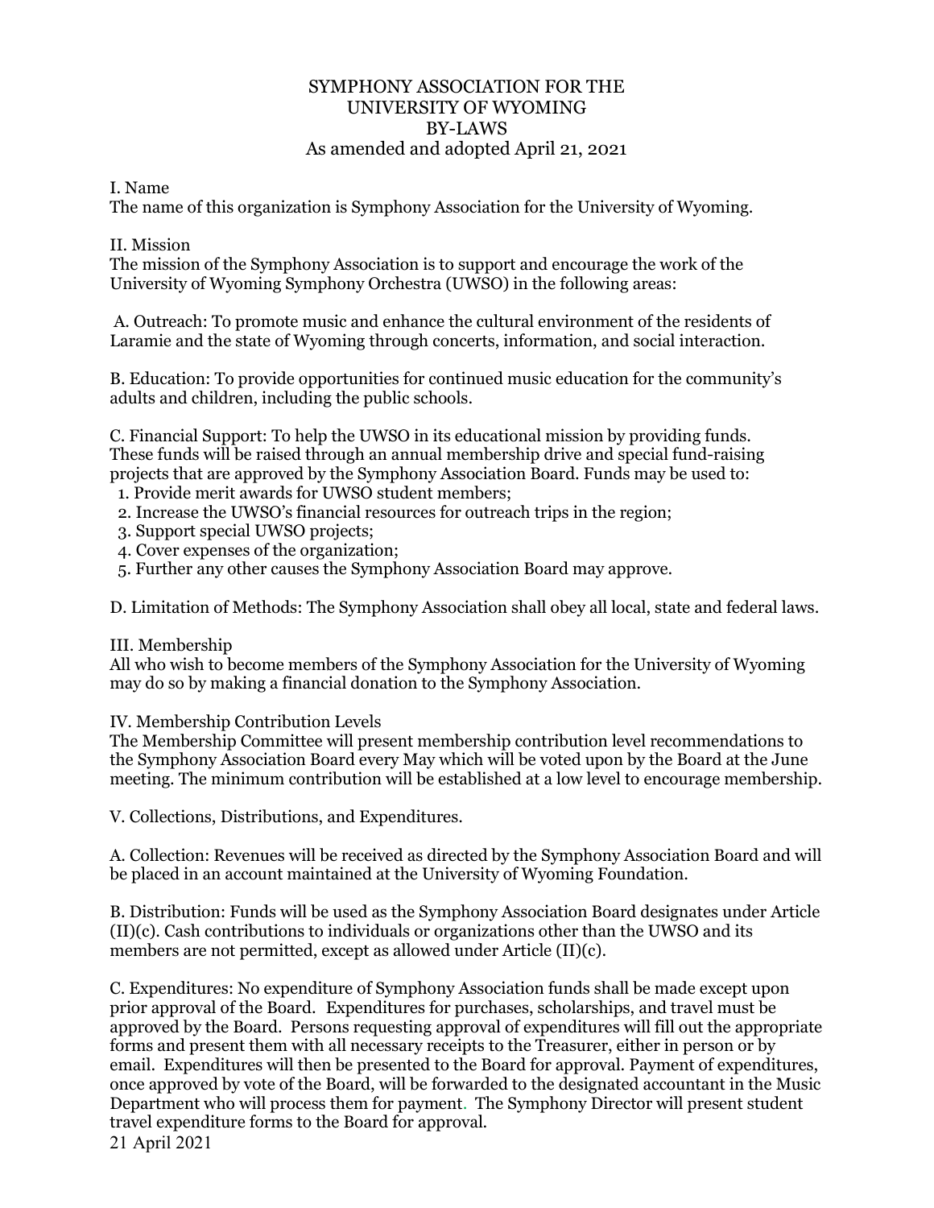# SYMPHONY ASSOCIATION FOR THE UNIVERSITY OF WYOMING BY-LAWS

As amended and adopted April 21, 2021

## I. Name

The name of this organization is Symphony Association for the University of Wyoming.

## II. Mission

The mission of the Symphony Association is to support and encourage the work of the University of Wyoming Symphony Orchestra (UWSO) in the following areas:

A. Outreach: To promote music and enhance the cultural environment of the residents of Laramie and the state of Wyoming through concerts, information, and social interaction.

B. Education: To provide opportunities for continued music education for the community's adults and children, including the public schools.

C. Financial Support: To help the UWSO in its educational mission by providing funds. These funds will be raised through an annual membership drive and special fund-raising projects that are approved by the Symphony Association Board. Funds may be used to:

1. Provide merit awards for UWSO student members;
2. Increase the UWSO's financial resources for outreach trips in the region;
3. Support special UWSO projects;
4. Cover expenses of the organization;
5. Further any other causes the Symphony Association Board may approve.

D. Limitation of Methods: The Symphony Association shall obey all local, state and federal laws.

## III. Membership

All who wish to become members of the Symphony Association for the University of Wyoming may do so by making a financial donation to the Symphony Association.

## IV. Membership Contribution Levels

The Membership Committee will present membership contribution level recommendations to the Symphony Association Board every May which will be voted upon by the Board at the June meeting. The minimum contribution will be established at a low level to encourage membership.

## V. Collections, Distributions, and Expenditures.

A. Collection: Revenues will be received as directed by the Symphony Association Board and will be placed in an account maintained at the University of Wyoming Foundation.

B. Distribution: Funds will be used as the Symphony Association Board designates under Article (II)(c). Cash contributions to individuals or organizations other than the UWSO and its members are not permitted, except as allowed under Article (II)(c).

C. Expenditures: No expenditure of Symphony Association funds shall be made except upon prior approval of the Board. Expenditures for purchases, scholarships, and travel must be approved by the Board. Persons requesting approval of expenditures will fill out the appropriate forms and present them with all necessary receipts to the Treasurer, either in person or by email. Expenditures will then be presented to the Board for approval. Payment of expenditures, once approved by vote of the Board, will be forwarded to the designated accountant in the Music Department who will process them for payment. The Symphony Director will present student travel expenditure forms to the Board for approval.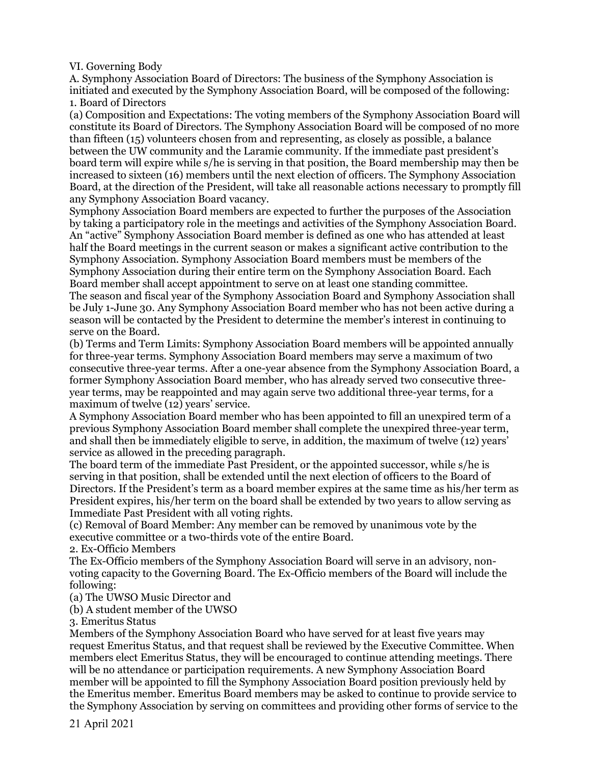VI. Governing Body

A. Symphony Association Board of Directors: The business of the Symphony Association is initiated and executed by the Symphony Association Board, will be composed of the following:

1. Board of Directors

(a) Composition and Expectations: The voting members of the Symphony Association Board will constitute its Board of Directors. The Symphony Association Board will be composed of no more than fifteen (15) volunteers chosen from and representing, as closely as possible, a balance between the UW community and the Laramie community. If the immediate past president's board term will expire while s/he is serving in that position, the Board membership may then be increased to sixteen (16) members until the next election of officers. The Symphony Association Board, at the direction of the President, will take all reasonable actions necessary to promptly fill any Symphony Association Board vacancy.

Symphony Association Board members are expected to further the purposes of the Association by taking a participatory role in the meetings and activities of the Symphony Association Board. An "active" Symphony Association Board member is defined as one who has attended at least half the Board meetings in the current season or makes a significant active contribution to the Symphony Association. Symphony Association Board members must be members of the Symphony Association during their entire term on the Symphony Association Board. Each Board member shall accept appointment to serve on at least one standing committee.

The season and fiscal year of the Symphony Association Board and Symphony Association shall be July 1-June 30. Any Symphony Association Board member who has not been active during a season will be contacted by the President to determine the member's interest in continuing to serve on the Board.

(b) Terms and Term Limits: Symphony Association Board members will be appointed annually for three-year terms. Symphony Association Board members may serve a maximum of two consecutive three-year terms. After a one-year absence from the Symphony Association Board, a former Symphony Association Board member, who has already served two consecutive three-year terms, may be reappointed and may again serve two additional three-year terms, for a maximum of twelve (12) years' service.

A Symphony Association Board member who has been appointed to fill an unexpired term of a previous Symphony Association Board member shall complete the unexpired three-year term, and shall then be immediately eligible to serve, in addition, the maximum of twelve (12) years' service as allowed in the preceding paragraph.

The board term of the immediate Past President, or the appointed successor, while s/he is serving in that position, shall be extended until the next election of officers to the Board of Directors. If the President's term as a board member expires at the same time as his/her term as President expires, his/her term on the board shall be extended by two years to allow serving as Immediate Past President with all voting rights.

(c) Removal of Board Member: Any member can be removed by unanimous vote by the executive committee or a two-thirds vote of the entire Board.

2. Ex-Officio Members

The Ex-Officio members of the Symphony Association Board will serve in an advisory, non-voting capacity to the Governing Board. The Ex-Officio members of the Board will include the following:

(a) The UWSO Music Director and

(b) A student member of the UWSO

3. Emeritus Status

Members of the Symphony Association Board who have served for at least five years may request Emeritus Status, and that request shall be reviewed by the Executive Committee. When members elect Emeritus Status, they will be encouraged to continue attending meetings. There will be no attendance or participation requirements. A new Symphony Association Board member will be appointed to fill the Symphony Association Board position previously held by the Emeritus member. Emeritus Board members may be asked to continue to provide service to the Symphony Association by serving on committees and providing other forms of service to the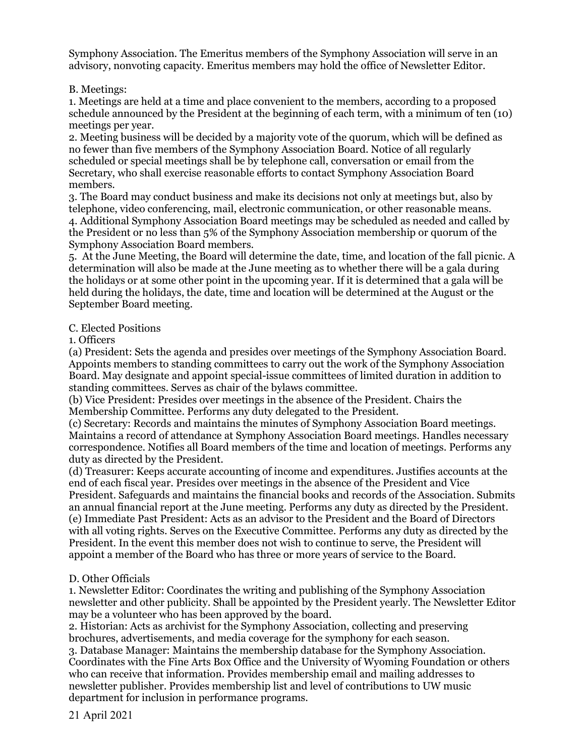Symphony Association. The Emeritus members of the Symphony Association will serve in an advisory, nonvoting capacity. Emeritus members may hold the office of Newsletter Editor.

B. Meetings:

1. Meetings are held at a time and place convenient to the members, according to a proposed schedule announced by the President at the beginning of each term, with a minimum of ten (10) meetings per year.
2. Meeting business will be decided by a majority vote of the quorum, which will be defined as no fewer than five members of the Symphony Association Board. Notice of all regularly scheduled or special meetings shall be by telephone call, conversation or email from the Secretary, who shall exercise reasonable efforts to contact Symphony Association Board members.
3. The Board may conduct business and make its decisions not only at meetings but, also by telephone, video conferencing, mail, electronic communication, or other reasonable means.
4. Additional Symphony Association Board meetings may be scheduled as needed and called by the President or no less than 5% of the Symphony Association membership or quorum of the Symphony Association Board members.
5. At the June Meeting, the Board will determine the date, time, and location of the fall picnic. A determination will also be made at the June meeting as to whether there will be a gala during the holidays or at some other point in the upcoming year. If it is determined that a gala will be held during the holidays, the date, time and location will be determined at the August or the September Board meeting.

C. Elected Positions

1. Officers

(a) President: Sets the agenda and presides over meetings of the Symphony Association Board. Appoints members to standing committees to carry out the work of the Symphony Association Board. May designate and appoint special-issue committees of limited duration in addition to standing committees. Serves as chair of the bylaws committee.

(b) Vice President: Presides over meetings in the absence of the President. Chairs the Membership Committee. Performs any duty delegated to the President.

(c) Secretary: Records and maintains the minutes of Symphony Association Board meetings. Maintains a record of attendance at Symphony Association Board meetings. Handles necessary correspondence. Notifies all Board members of the time and location of meetings. Performs any duty as directed by the President.

(d) Treasurer: Keeps accurate accounting of income and expenditures. Justifies accounts at the end of each fiscal year. Presides over meetings in the absence of the President and Vice President. Safeguards and maintains the financial books and records of the Association. Submits an annual financial report at the June meeting. Performs any duty as directed by the President.

(e) Immediate Past President: Acts as an advisor to the President and the Board of Directors with all voting rights. Serves on the Executive Committee. Performs any duty as directed by the President. In the event this member does not wish to continue to serve, the President will appoint a member of the Board who has three or more years of service to the Board.

D. Other Officials

1. Newsletter Editor: Coordinates the writing and publishing of the Symphony Association newsletter and other publicity. Shall be appointed by the President yearly. The Newsletter Editor may be a volunteer who has been approved by the board.
2. Historian: Acts as archivist for the Symphony Association, collecting and preserving brochures, advertisements, and media coverage for the symphony for each season.
3. Database Manager: Maintains the membership database for the Symphony Association. Coordinates with the Fine Arts Box Office and the University of Wyoming Foundation or others who can receive that information. Provides membership email and mailing addresses to newsletter publisher. Provides membership list and level of contributions to UW music department for inclusion in performance programs.

21 April 2021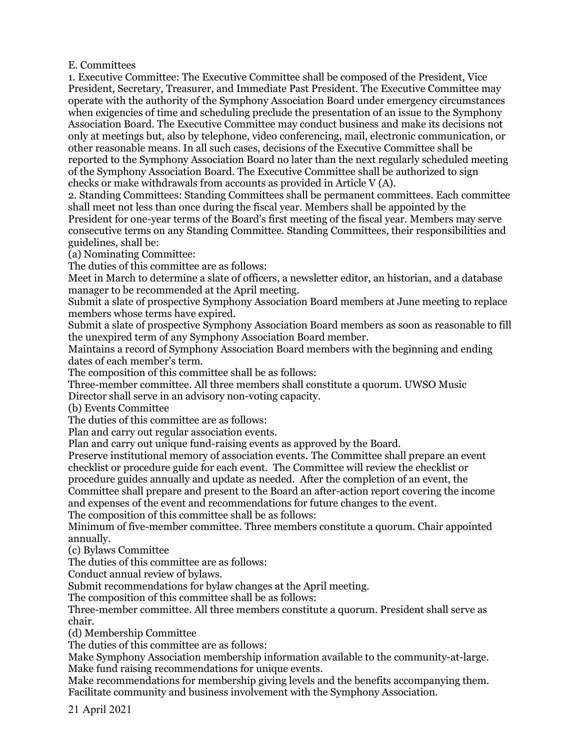E. Committees

1. Executive Committee: The Executive Committee shall be composed of the President, Vice President, Secretary, Treasurer, and Immediate Past President. The Executive Committee may operate with the authority of the Symphony Association Board under emergency circumstances when exigencies of time and scheduling preclude the presentation of an issue to the Symphony Association Board. The Executive Committee may conduct business and make its decisions not only at meetings but, also by telephone, video conferencing, mail, electronic communication, or other reasonable means. In all such cases, decisions of the Executive Committee shall be reported to the Symphony Association Board no later than the next regularly scheduled meeting of the Symphony Association Board. The Executive Committee shall be authorized to sign checks or make withdrawals from accounts as provided in Article V (A).

2. Standing Committees: Standing Committees shall be permanent committees. Each committee shall meet not less than once during the fiscal year. Members shall be appointed by the President for one-year terms of the Board's first meeting of the fiscal year. Members may serve consecutive terms on any Standing Committee. Standing Committees, their responsibilities and guidelines, shall be:

(a) Nominating Committee:

The duties of this committee are as follows:

Meet in March to determine a slate of officers, a newsletter editor, an historian, and a database manager to be recommended at the April meeting.

Submit a slate of prospective Symphony Association Board members at June meeting to replace members whose terms have expired.

Submit a slate of prospective Symphony Association Board members as soon as reasonable to fill the unexpired term of any Symphony Association Board member.

Maintains a record of Symphony Association Board members with the beginning and ending dates of each member's term.

The composition of this committee shall be as follows:

Three-member committee. All three members shall constitute a quorum. UWSO Music Director shall serve in an advisory non-voting capacity.

(b) Events Committee

The duties of this committee are as follows:

Plan and carry out regular association events.

Plan and carry out unique fund-raising events as approved by the Board.

Preserve institutional memory of association events. The Committee shall prepare an event checklist or procedure guide for each event. The Committee will review the checklist or procedure guides annually and update as needed. After the completion of an event, the Committee shall prepare and present to the Board an after-action report covering the income and expenses of the event and recommendations for future changes to the event.

The composition of this committee shall be as follows:

Minimum of five-member committee. Three members constitute a quorum. Chair appointed annually.

(c) Bylaws Committee

The duties of this committee are as follows:

Conduct annual review of bylaws.

Submit recommendations for bylaw changes at the April meeting.

The composition of this committee shall be as follows:

Three-member committee. All three members constitute a quorum. President shall serve as chair.

(d) Membership Committee

The duties of this committee are as follows:

Make Symphony Association membership information available to the community-at-large.

Make fund raising recommendations for unique events.

Make recommendations for membership giving levels and the benefits accompanying them.

Facilitate community and business involvement with the Symphony Association.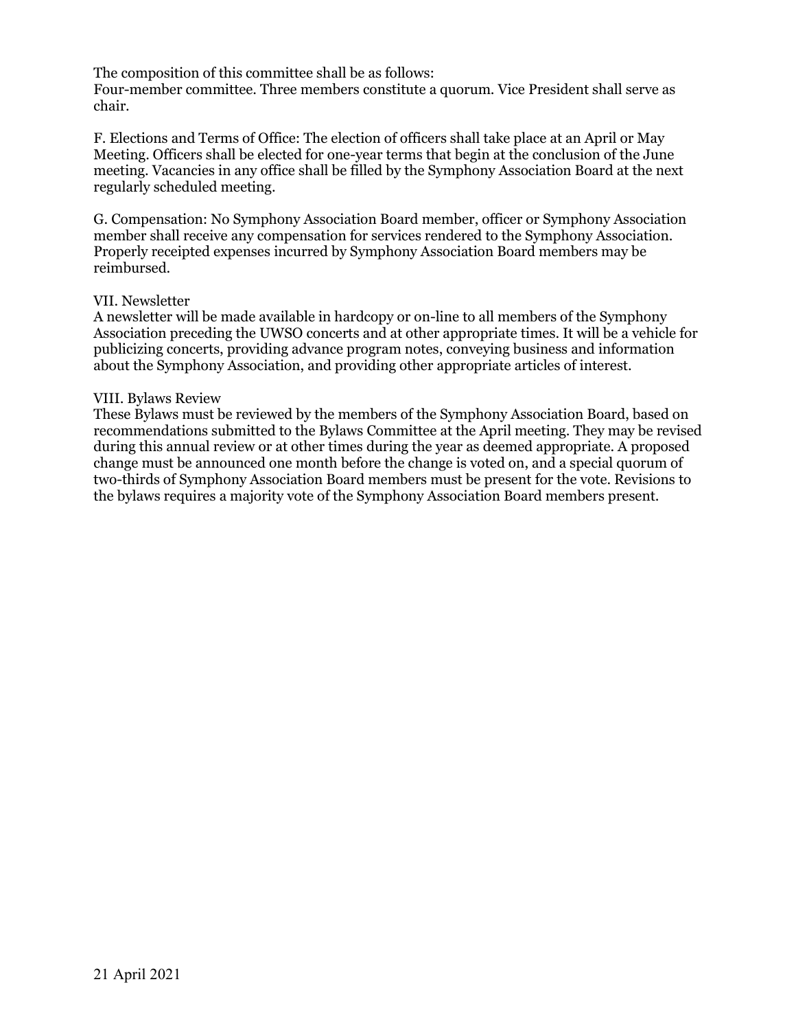The composition of this committee shall be as follows:
Four-member committee. Three members constitute a quorum. Vice President shall serve as chair.

F. Elections and Terms of Office: The election of officers shall take place at an April or May Meeting. Officers shall be elected for one-year terms that begin at the conclusion of the June meeting. Vacancies in any office shall be filled by the Symphony Association Board at the next regularly scheduled meeting.

G. Compensation: No Symphony Association Board member, officer or Symphony Association member shall receive any compensation for services rendered to the Symphony Association. Properly receipted expenses incurred by Symphony Association Board members may be reimbursed.

## VII. Newsletter

A newsletter will be made available in hardcopy or on-line to all members of the Symphony Association preceding the UWSO concerts and at other appropriate times. It will be a vehicle for publicizing concerts, providing advance program notes, conveying business and information about the Symphony Association, and providing other appropriate articles of interest.

## VIII. Bylaws Review

These Bylaws must be reviewed by the members of the Symphony Association Board, based on recommendations submitted to the Bylaws Committee at the April meeting. They may be revised during this annual review or at other times during the year as deemed appropriate. A proposed change must be announced one month before the change is voted on, and a special quorum of two-thirds of Symphony Association Board members must be present for the vote. Revisions to the bylaws requires a majority vote of the Symphony Association Board members present.

21 April 2021